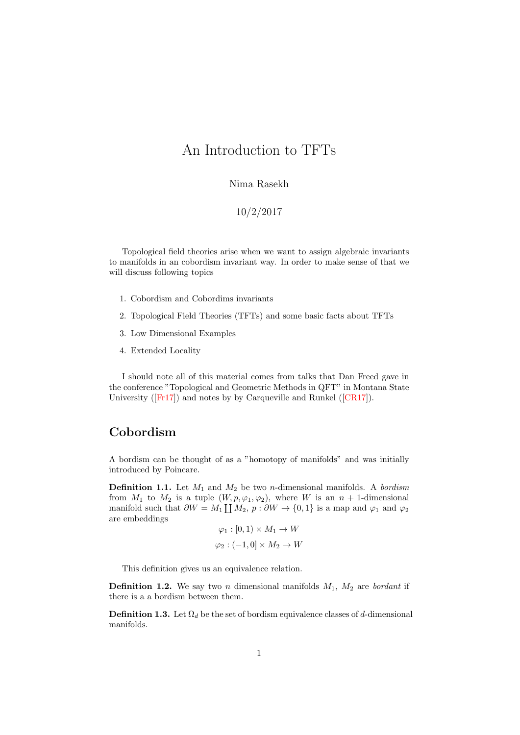# An Introduction to TFTs

Nima Rasekh

10/2/2017

Topological field theories arise when we want to assign algebraic invariants to manifolds in an cobordism invariant way. In order to make sense of that we will discuss following topics

1. Cobordism and Cobordims invariants
2. Topological Field Theories (TFTs) and some basic facts about TFTs
3. Low Dimensional Examples
4. Extended Locality

I should note all of this material comes from talks that Dan Freed gave in the conference "Topological and Geometric Methods in QFT" in Montana State University ([Fr17]) and notes by by Carqueville and Runkel ([CR17]).

## Cobordism

A bordism can be thought of as a "homotopy of manifolds" and was initially introduced by Poincare.

**Definition 1.1.** Let $M_1$ and $M_2$ be two $n$-dimensional manifolds. A *bordism* from $M_1$ to $M_2$ is a tuple $(W, p, \varphi_1, \varphi_2)$, where $W$ is an $n+1$-dimensional manifold such that $\partial W = M_1 \coprod M_2$, $p : \partial W \to \{0, 1\}$ is a map and $\varphi_1$ and $\varphi_2$ are embeddings

$$\varphi_1 : [0, 1) \times M_1 \to W$$

$$\varphi_2 : (-1, 0] \times M_2 \to W$$

This definition gives us an equivalence relation.

**Definition 1.2.** We say two $n$ dimensional manifolds $M_1$, $M_2$ are *bordant* if there is a a bordism between them.

**Definition 1.3.** Let $\Omega_d$ be the set of bordism equivalence classes of $d$-dimensional manifolds.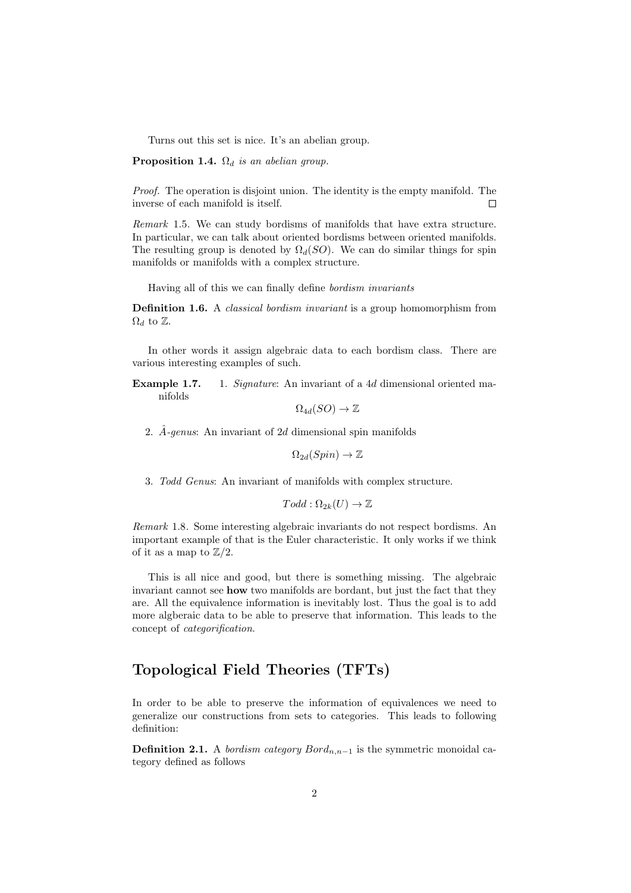Turns out this set is nice. It's an abelian group.

**Proposition 1.4.** *$\Omega_d$ is an abelian group.*

*Proof.* The operation is disjoint union. The identity is the empty manifold. The inverse of each manifold is itself. □

*Remark* 1.5. We can study bordisms of manifolds that have extra structure. In particular, we can talk about oriented bordisms between oriented manifolds. The resulting group is denoted by $\Omega_d(SO)$. We can do similar things for spin manifolds or manifolds with a complex structure.

Having all of this we can finally define *bordism invariants*

**Definition 1.6.** A *classical bordism invariant* is a group homomorphism from $\Omega_d$ to $\mathbb{Z}$.

In other words it assign algebraic data to each bordism class. There are various interesting examples of such.

**Example 1.7.**

1. *Signature*: An invariant of a $4d$ dimensional oriented manifolds

$$\Omega_{4d}(SO) \to \mathbb{Z}$$

2. *$\hat{A}$-genus*: An invariant of $2d$ dimensional spin manifolds

$$\Omega_{2d}(Spin) \to \mathbb{Z}$$

3. *Todd Genus*: An invariant of manifolds with complex structure.

$$Todd : \Omega_{2k}(U) \to \mathbb{Z}$$

*Remark* 1.8. Some interesting algebraic invariants do not respect bordisms. An important example of that is the Euler characteristic. It only works if we think of it as a map to $\mathbb{Z}/2$.

This is all nice and good, but there is something missing. The algebraic invariant cannot see **how** two manifolds are bordant, but just the fact that they are. All the equivalence information is inevitably lost. Thus the goal is to add more algberaic data to be able to preserve that information. This leads to the concept of *categorification*.

## Topological Field Theories (TFTs)

In order to be able to preserve the information of equivalences we need to generalize our constructions from sets to categories. This leads to following definition:

**Definition 2.1.** A *bordism category $Bord_{n,n-1}$* is the symmetric monoidal category defined as follows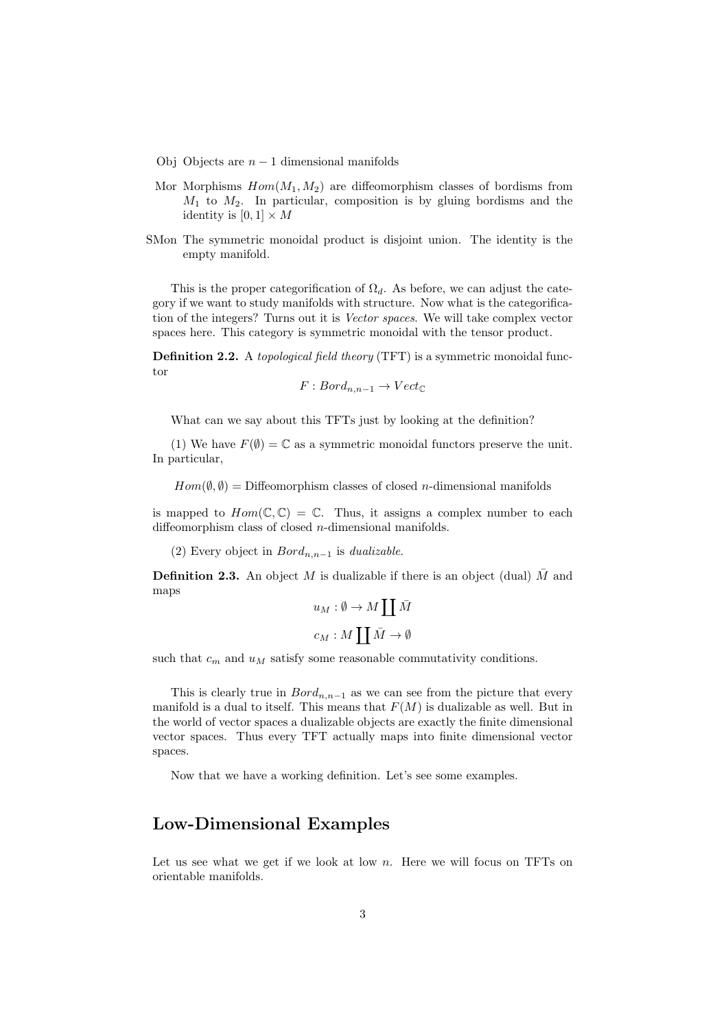Obj Objects are $n-1$ dimensional manifolds

Mor Morphisms $Hom(M_1, M_2)$ are diffeomorphism classes of bordisms from $M_1$ to $M_2$. In particular, composition is by gluing bordisms and the identity is $[0,1] \times M$

SMon The symmetric monoidal product is disjoint union. The identity is the empty manifold.

This is the proper categorification of $\Omega_d$. As before, we can adjust the category if we want to study manifolds with structure. Now what is the categorification of the integers? Turns out it is *Vector spaces*. We will take complex vector spaces here. This category is symmetric monoidal with the tensor product.

**Definition 2.2.** A *topological field theory* (TFT) is a symmetric monoidal functor

$$F : Bord_{n,n-1} \to Vect_{\mathbb{C}}$$

What can we say about this TFTs just by looking at the definition?

(1) We have $F(\emptyset) = \mathbb{C}$ as a symmetric monoidal functors preserve the unit. In particular,

$$Hom(\emptyset, \emptyset) = \text{Diffeomorphism classes of closed } n\text{-dimensional manifolds}$$

is mapped to $Hom(\mathbb{C}, \mathbb{C}) = \mathbb{C}$. Thus, it assigns a complex number to each diffeomorphism class of closed $n$-dimensional manifolds.

(2) Every object in $Bord_{n,n-1}$ is *dualizable*.

**Definition 2.3.** An object $M$ is dualizable if there is an object (dual) $\bar{M}$ and maps

$$u_M : \emptyset \to M \coprod \bar{M}$$

$$c_M : M \coprod \bar{M} \to \emptyset$$

such that $c_m$ and $u_M$ satisfy some reasonable commutativity conditions.

This is clearly true in $Bord_{n,n-1}$ as we can see from the picture that every manifold is a dual to itself. This means that $F(M)$ is dualizable as well. But in the world of vector spaces a dualizable objects are exactly the finite dimensional vector spaces. Thus every TFT actually maps into finite dimensional vector spaces.

Now that we have a working definition. Let's see some examples.

## Low-Dimensional Examples

Let us see what we get if we look at low $n$. Here we will focus on TFTs on orientable manifolds.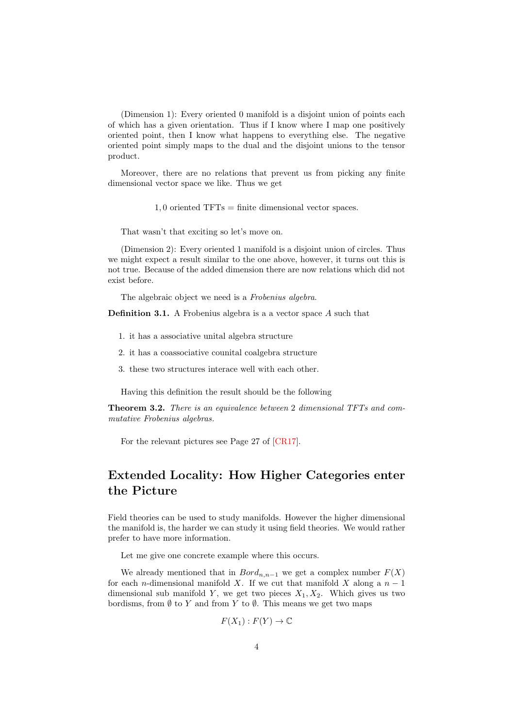(Dimension 1): Every oriented 0 manifold is a disjoint union of points each of which has a given orientation. Thus if I know where I map one positively oriented point, then I know what happens to everything else. The negative oriented point simply maps to the dual and the disjoint unions to the tensor product.

Moreover, there are no relations that prevent us from picking any finite dimensional vector space we like. Thus we get

$$1, 0 \text{ oriented TFTs} = \text{finite dimensional vector spaces.}$$

That wasn't that exciting so let's move on.

(Dimension 2): Every oriented 1 manifold is a disjoint union of circles. Thus we might expect a result similar to the one above, however, it turns out this is not true. Because of the added dimension there are now relations which did not exist before.

The algebraic object we need is a *Frobenius algebra*.

**Definition 3.1.** A Frobenius algebra is a a vector space $A$ such that

1. it has a associative unital algebra structure
2. it has a coassociative counital coalgebra structure
3. these two structures interace well with each other.

Having this definition the result should be the following

**Theorem 3.2.** *There is an equivalence between 2 dimensional TFTs and commutative Frobenius algebras.*

For the relevant pictures see Page 27 of [CR17].

## Extended Locality: How Higher Categories enter the Picture

Field theories can be used to study manifolds. However the higher dimensional the manifold is, the harder we can study it using field theories. We would rather prefer to have more information.

Let me give one concrete example where this occurs.

We already mentioned that in $Bord_{n,n-1}$ we get a complex number $F(X)$ for each $n$-dimensional manifold $X$. If we cut that manifold $X$ along a $n-1$ dimensional sub manifold $Y$, we get two pieces $X_1, X_2$. Which gives us two bordisms, from $\emptyset$ to $Y$ and from $Y$ to $\emptyset$. This means we get two maps

$$F(X_1) : F(Y) \to \mathbb{C}$$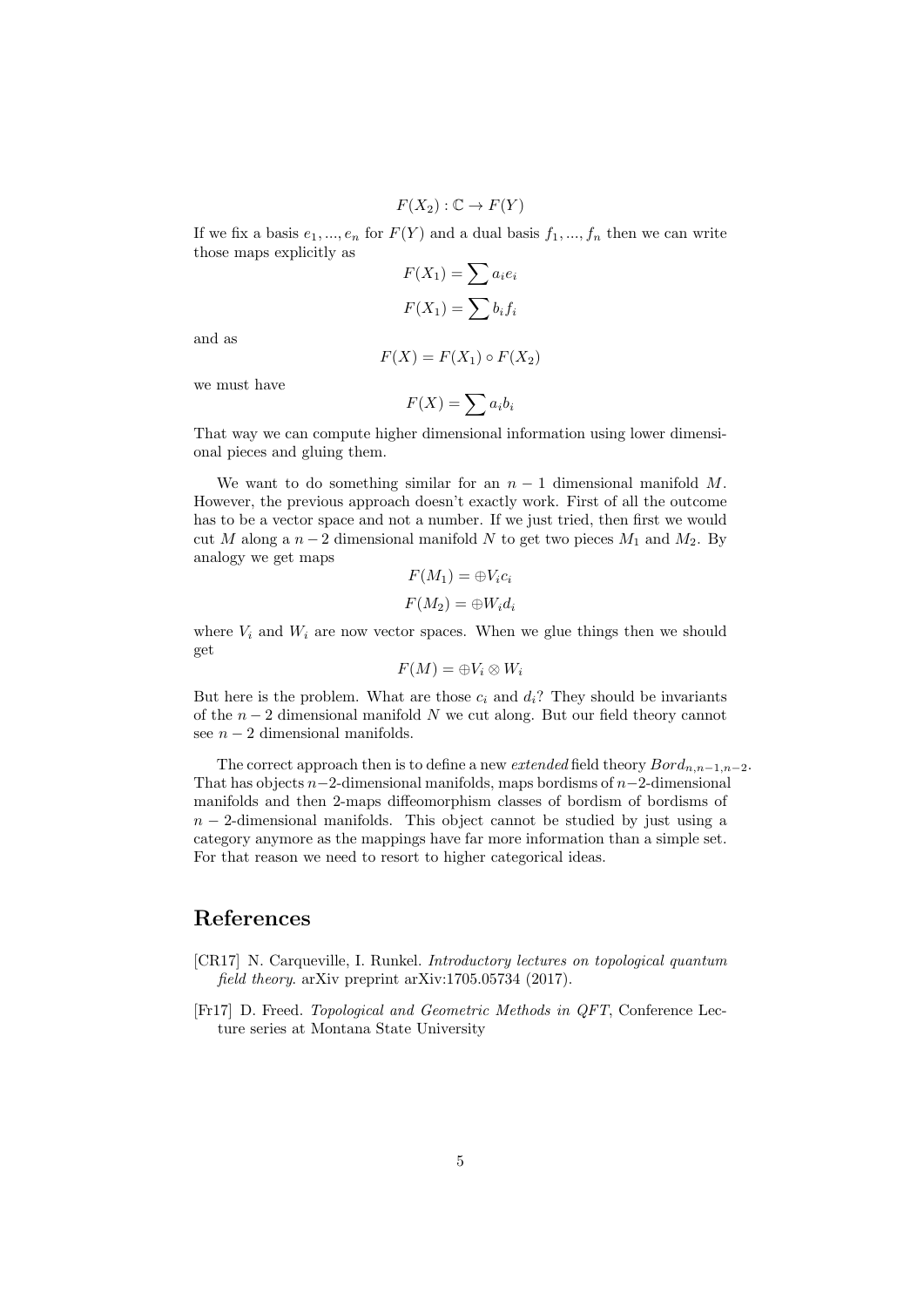$$F(X_2) : \mathbb{C} \to F(Y)$$

If we fix a basis $e_1, ..., e_n$ for $F(Y)$ and a dual basis $f_1, ..., f_n$ then we can write those maps explicitly as

$$F(X_1) = \sum a_i e_i$$

$$F(X_1) = \sum b_i f_i$$

and as

$$F(X) = F(X_1) \circ F(X_2)$$

we must have

$$F(X) = \sum a_i b_i$$

That way we can compute higher dimensional information using lower dimensional pieces and gluing them.

We want to do something similar for an $n-1$ dimensional manifold $M$. However, the previous approach doesn't exactly work. First of all the outcome has to be a vector space and not a number. If we just tried, then first we would cut $M$ along a $n-2$ dimensional manifold $N$ to get two pieces $M_1$ and $M_2$. By analogy we get maps

$$F(M_1) = \oplus V_i c_i$$

$$F(M_2) = \oplus W_i d_i$$

where $V_i$ and $W_i$ are now vector spaces. When we glue things then we should get

$$F(M) = \oplus V_i \otimes W_i$$

But here is the problem. What are those $c_i$ and $d_i$? They should be invariants of the $n-2$ dimensional manifold $N$ we cut along. But our field theory cannot see $n-2$ dimensional manifolds.

The correct approach then is to define a new *extended* field theory $Bord_{n,n-1,n-2}$. That has objects $n-2$-dimensional manifolds, maps bordisms of $n-2$-dimensional manifolds and then 2-maps diffeomorphism classes of bordism of bordisms of $n-2$-dimensional manifolds. This object cannot be studied by just using a category anymore as the mappings have far more information than a simple set. For that reason we need to resort to higher categorical ideas.

## References

[CR17] N. Carqueville, I. Runkel. *Introductory lectures on topological quantum field theory*. arXiv preprint arXiv:1705.05734 (2017).

[Fr17] D. Freed. *Topological and Geometric Methods in QFT*, Conference Lecture series at Montana State University